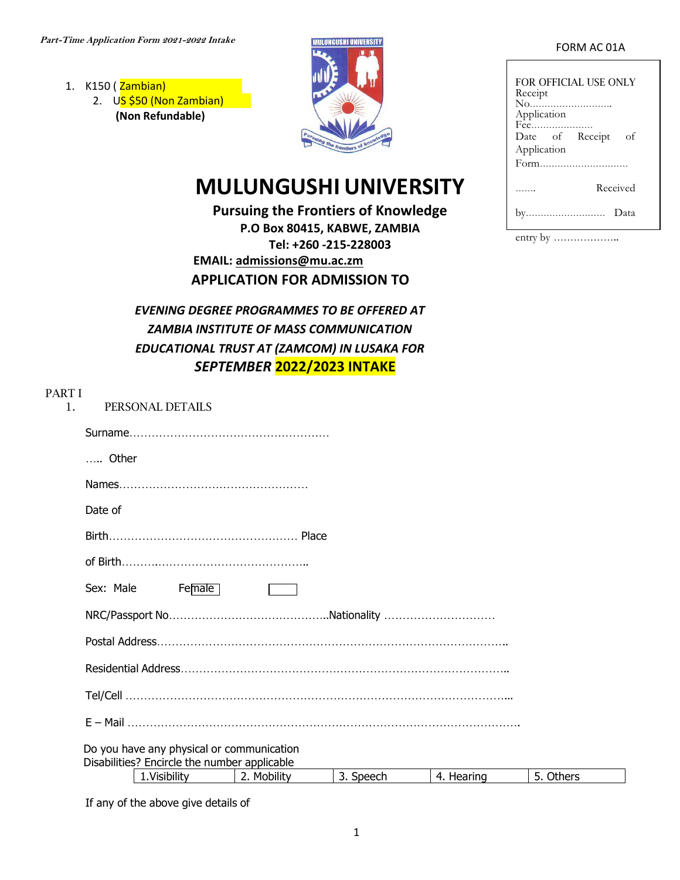*Part-Time Application Form 2021-2022 Intake*

1. K150 ( Zambian)
2. US $50 (Non Zambian)

**(Non Refundable)**

FORM AC 01A

| FOR OFFICIAL USE ONLY |
|---|
| Receipt No.......................... |
| Application Fee.................... |
| Date of Receipt of Application Form............................ |
| ....... Received by.......................... Data entry by .................. |

# MULUNGUSHI UNIVERSITY

**Pursuing the Frontiers of Knowledge**

**P.O Box 80415, KABWE, ZAMBIA**

**Tel: +260 -215-228003**

**EMAIL: admissions@mu.ac.zm**

## APPLICATION FOR ADMISSION TO

***EVENING DEGREE PROGRAMMES TO BE OFFERED AT ZAMBIA INSTITUTE OF MASS COMMUNICATION EDUCATIONAL TRUST AT (ZAMCOM) IN LUSAKA FOR SEPTEMBER 2022/2023 INTAKE***

PART I

1. PERSONAL DETAILS

Surname......................................................

..... Other

Names..................................................

Date of

Birth.................................................. Place

of Birth...................................................

Sex: Male Female [ ]

NRC/Passport No.........................................Nationality .............................

Postal Address.................................................................................................

Residential Address.........................................................................................

Tel/Cell ................................................................................................................

E – Mail ..................................................................................................................

Do you have any physical or communication Disabilities? Encircle the number applicable

| 1.Visibility | 2. Mobility | 3. Speech | 4. Hearing | 5. Others |
|---|---|---|---|---|

If any of the above give details of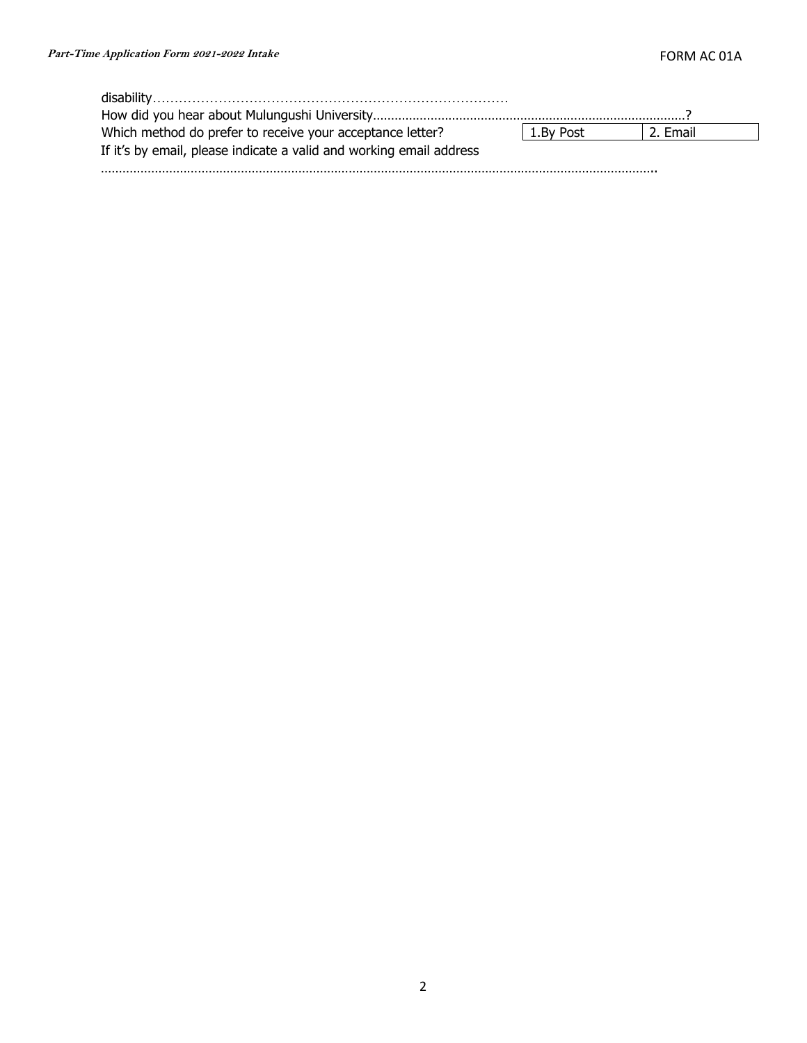disability……………………………………………………………………………

How did you hear about Mulungushi University…………………………………………………………………………………?

Which method do prefer to receive your acceptance letter?

| 1.By Post | 2. Email |
| --- | --- |

If it's by email, please indicate a valid and working email address

………………………………………………………………………………………………………………………………………………….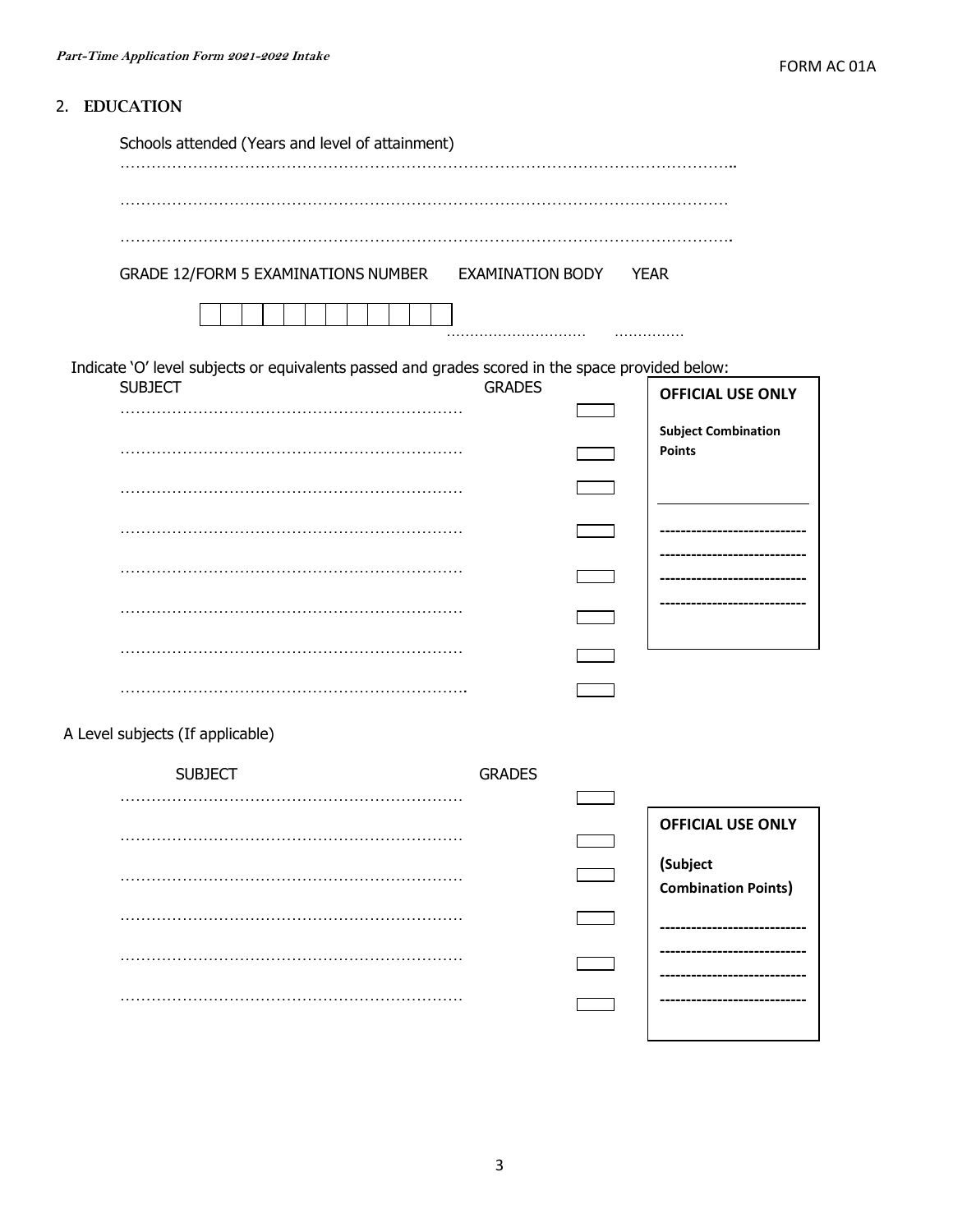## 2. EDUCATION

Schools attended (Years and level of attainment)

…………………………………………………………………………………………………………………..

……………………………………………………………………………………………………………

…………………………………………………………………………………………………………….

GRADE 12/FORM 5 EXAMINATIONS NUMBER    EXAMINATION BODY    YEAR

| | | | | | | | | | | | |
|---|---|---|---|---|---|---|---|---|---|---|---|
| | | | | | | | | | | | |

…………………………  ……………

Indicate 'O' level subjects or equivalents passed and grades scored in the space provided below:

| SUBJECT | GRADES |
|---|---|
| ………………………………………………………… | |
| ………………………………………………………… | |
| ………………………………………………………… | |
| ………………………………………………………… | |
| ………………………………………………………… | |
| ………………………………………………………… | |
| ………………………………………………………… | |
| ………………………………………………………… | |

**OFFICIAL USE ONLY**

**Subject Combination Points**

---------------------------
---------------------------
---------------------------
---------------------------

A Level subjects (If applicable)

| SUBJECT | GRADES |
|---|---|
| ………………………………………………………… | |
| ………………………………………………………… | |
| ………………………………………………………… | |
| ………………………………………………………… | |
| ………………………………………………………… | |
| ………………………………………………………… | |

**OFFICIAL USE ONLY**

**(Subject Combination Points)**

---------------------------
---------------------------
---------------------------
---------------------------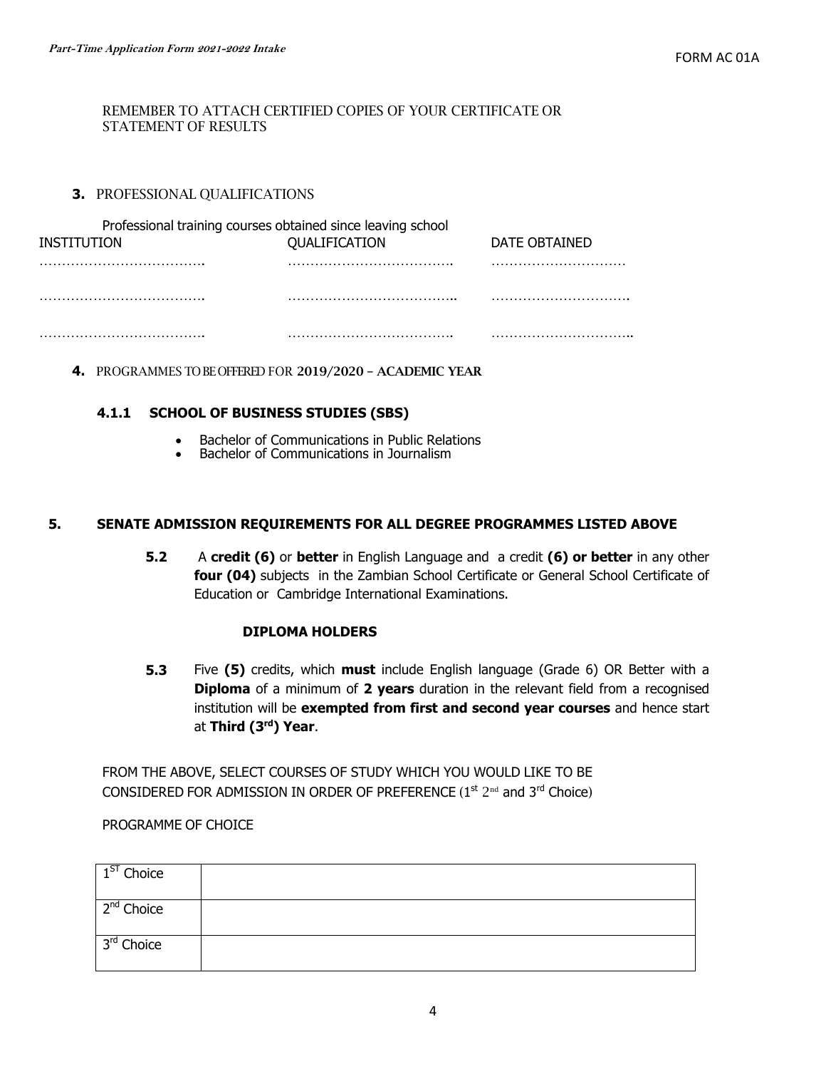REMEMBER TO ATTACH CERTIFIED COPIES OF YOUR CERTIFICATE OR STATEMENT OF RESULTS

**3.** PROFESSIONAL QUALIFICATIONS

Professional training courses obtained since leaving school

| INSTITUTION | QUALIFICATION | DATE OBTAINED |
|---|---|---|
| ………………………………. | ………………………………. | ………………………… |
| ………………………………. | ……………………………….. | …………………………. |
| ………………………………. | ………………………………. | ………………………….. |

**4.** PROGRAMMES TO BE OFFERED FOR **2019/2020 – ACADEMIC YEAR**

**4.1.1 SCHOOL OF BUSINESS STUDIES (SBS)**

- Bachelor of Communications in Public Relations
- Bachelor of Communications in Journalism

**5. SENATE ADMISSION REQUIREMENTS FOR ALL DEGREE PROGRAMMES LISTED ABOVE**

**5.2** A **credit (6)** or **better** in English Language and a credit **(6) or better** in any other **four (04)** subjects in the Zambian School Certificate or General School Certificate of Education or Cambridge International Examinations.

**DIPLOMA HOLDERS**

**5.3** Five **(5)** credits, which **must** include English language (Grade 6) OR Better with a **Diploma** of a minimum of **2 years** duration in the relevant field from a recognised institution will be **exempted from first and second year courses** and hence start at **Third (3rd) Year**.

FROM THE ABOVE, SELECT COURSES OF STUDY WHICH YOU WOULD LIKE TO BE CONSIDERED FOR ADMISSION IN ORDER OF PREFERENCE (1st 2nd and 3rd Choice)

PROGRAMME OF CHOICE

| | |
|---|---|
| 1ST Choice | |
| 2nd Choice | |
| 3rd Choice | |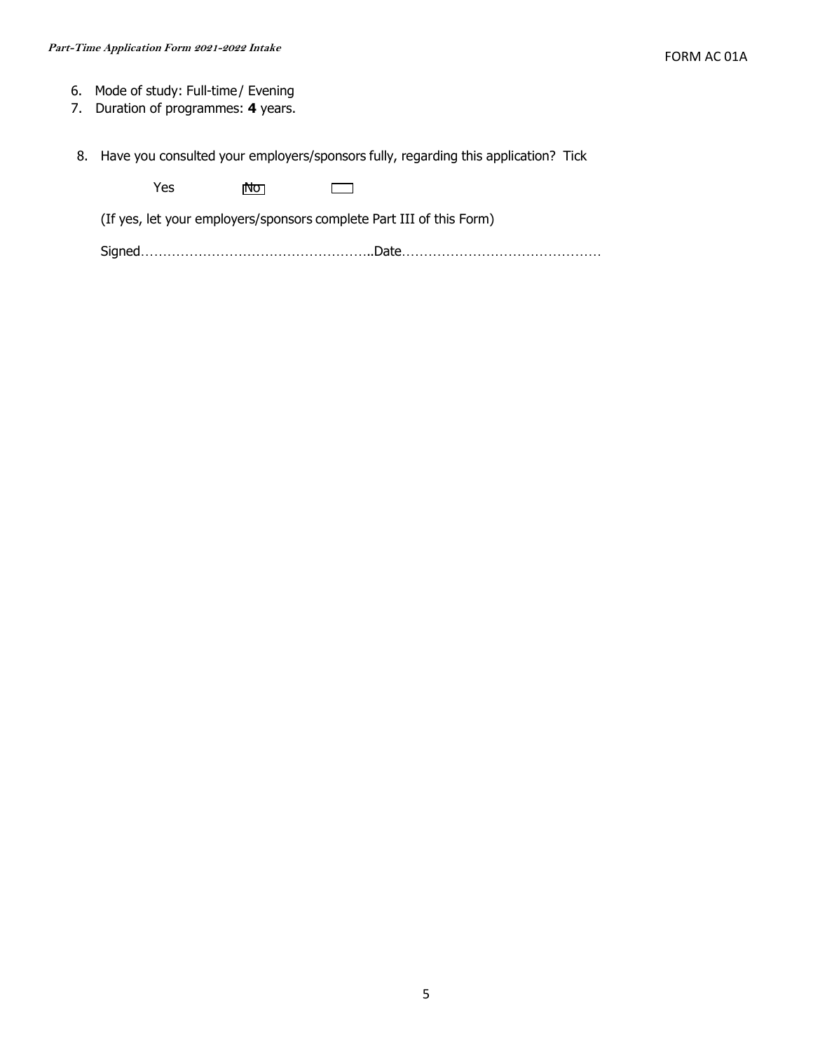6. Mode of study: Full-time / Evening
7. Duration of programmes: **4** years.

8. Have you consulted your employers/sponsors fully, regarding this application? Tick

   Yes ☐ No ☐

   (If yes, let your employers/sponsors complete Part III of this Form)

   Signed…………………………………………….Date………………………………………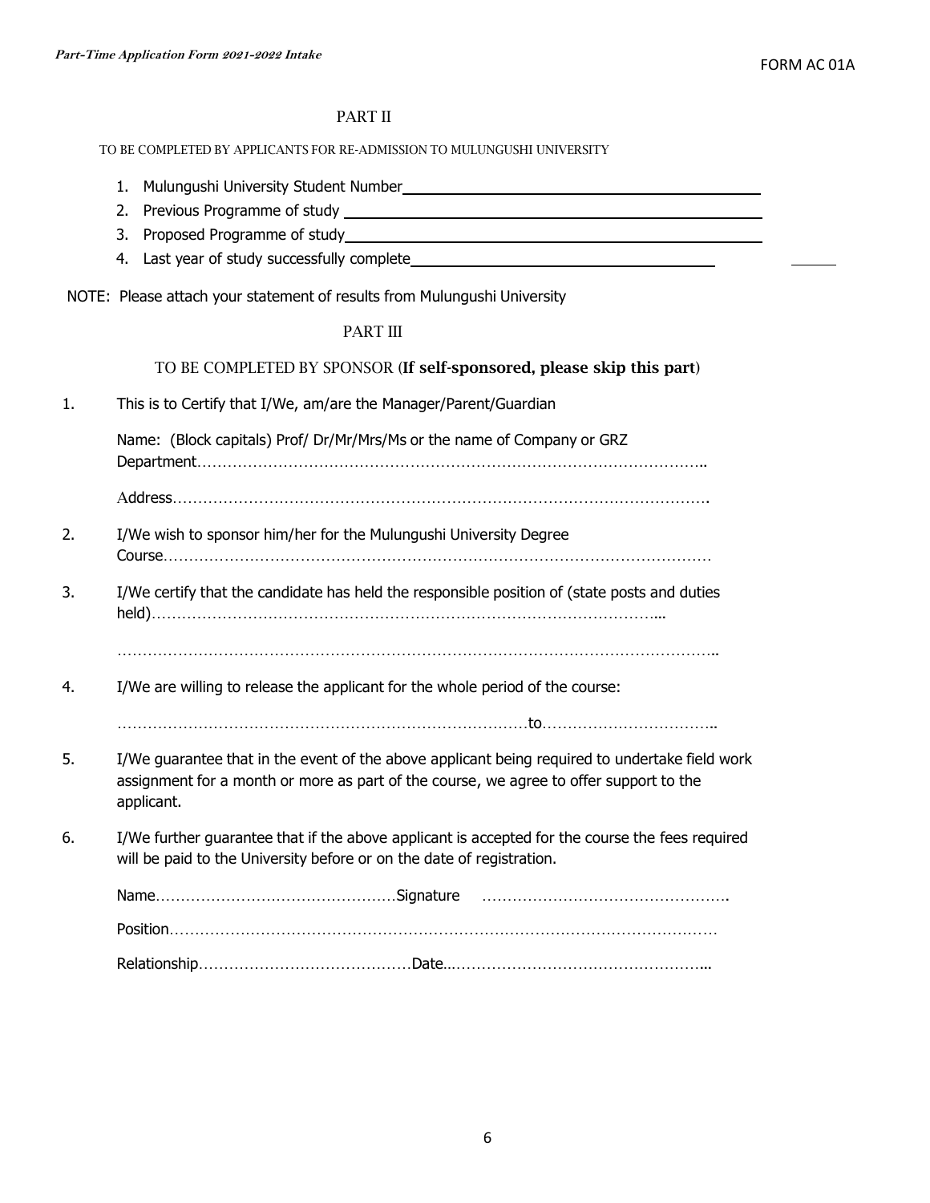## PART II

TO BE COMPLETED BY APPLICANTS FOR RE-ADMISSION TO MULUNGUSHI UNIVERSITY

1. Mulungushi University Student Number\_\_\_\_\_\_\_\_\_\_\_\_\_\_\_\_\_\_\_\_\_\_\_\_\_\_\_\_\_\_\_\_\_\_\_\_\_\_\_\_
2. Previous Programme of study \_\_\_\_\_\_\_\_\_\_\_\_\_\_\_\_\_\_\_\_\_\_\_\_\_\_\_\_\_\_\_\_\_\_\_\_\_\_\_\_\_\_\_\_
3. Proposed Programme of study\_\_\_\_\_\_\_\_\_\_\_\_\_\_\_\_\_\_\_\_\_\_\_\_\_\_\_\_\_\_\_\_\_\_\_\_\_\_\_\_\_\_\_\_
4. Last year of study successfully complete\_\_\_\_\_\_\_\_\_\_\_\_\_\_\_\_\_\_\_\_\_\_\_\_\_\_\_\_\_\_\_\_\_\_

NOTE: Please attach your statement of results from Mulungushi University

## PART III

TO BE COMPLETED BY SPONSOR (**If self-sponsored, please skip this part**)

1. This is to Certify that I/We, am/are the Manager/Parent/Guardian

   Name: (Block capitals) Prof/ Dr/Mr/Mrs/Ms or the name of Company or GRZ Department…………………………………………………………………………………………..

   Address……………………………………………………………………………………………….

2. I/We wish to sponsor him/her for the Mulungushi University Degree Course…………………………………………………………………………………………………

3. I/We certify that the candidate has held the responsible position of (state posts and duties held)…………………………………………………………………………………………...

   ………………………………………………………………………………………………………..

4. I/We are willing to release the applicant for the whole period of the course:

   ………………………………………………………………………to……………………………..

5. I/We guarantee that in the event of the above applicant being required to undertake field work assignment for a month or more as part of the course, we agree to offer support to the applicant.

6. I/We further guarantee that if the above applicant is accepted for the course the fees required will be paid to the University before or on the date of registration.

   Name…………………………………………Signature ………………………………………….

   Position…………………………………………………………………………………………………

   Relationship……………………………………Date…………………………………………….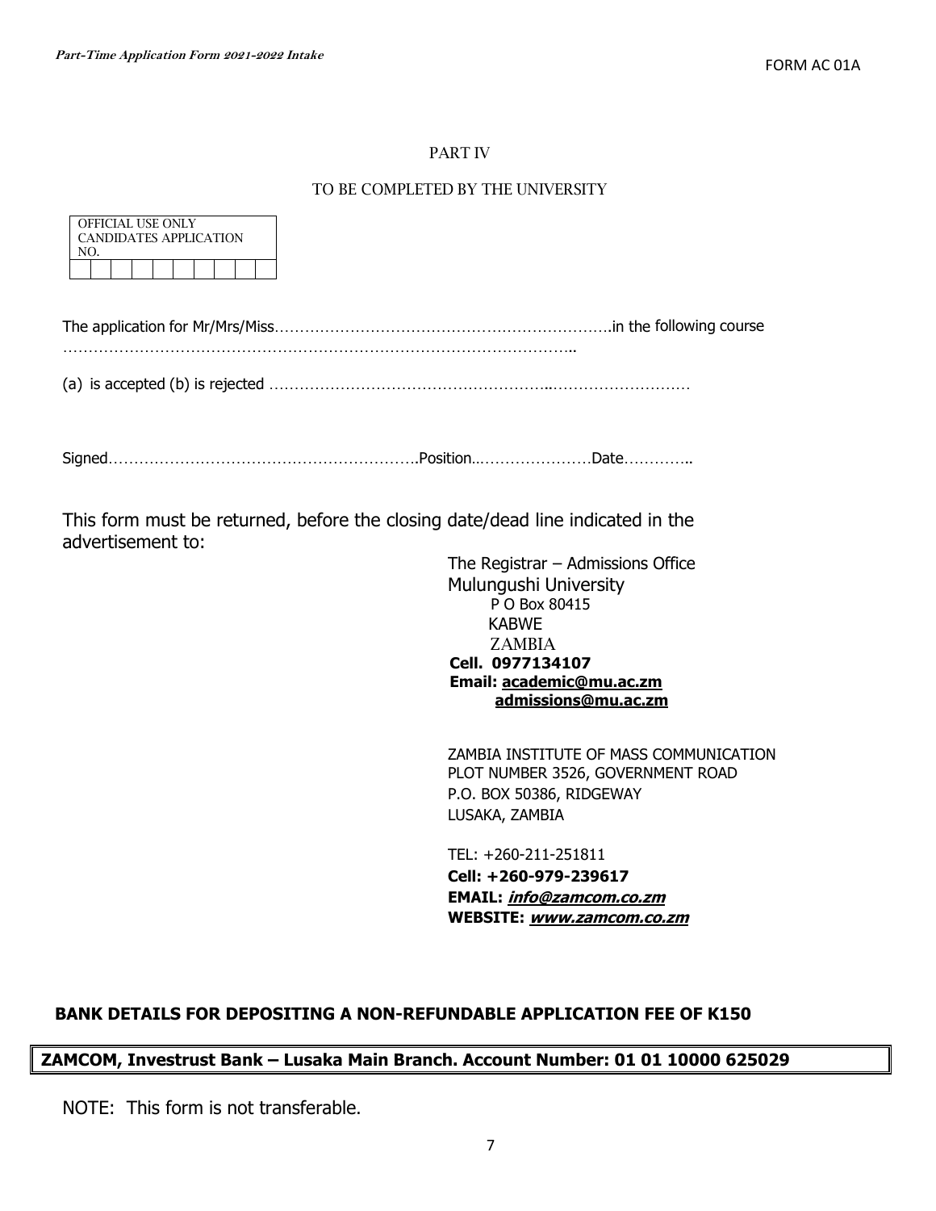PART IV

TO BE COMPLETED BY THE UNIVERSITY

| OFFICIAL USE ONLY CANDIDATES APPLICATION NO. | | | | | | | | | |
|---|---|---|---|---|---|---|---|---|---|
| | | | | | | | | | |

The application for Mr/Mrs/Miss………………………………………………………….in the following course ………………………………………………………………………………………..

(a) is accepted (b) is rejected ………………………………………………..………………………

Signed…………………………………………………….Position..…………………Date…………..

This form must be returned, before the closing date/dead line indicated in the advertisement to:

The Registrar – Admissions Office
Mulungushi University
P O Box 80415
KABWE
ZAMBIA
**Cell. 0977134107**
**Email: academic@mu.ac.zm**
**admissions@mu.ac.zm**

ZAMBIA INSTITUTE OF MASS COMMUNICATION
PLOT NUMBER 3526, GOVERNMENT ROAD
P.O. BOX 50386, RIDGEWAY
LUSAKA, ZAMBIA

TEL: +260-211-251811
**Cell: +260-979-239617**
**EMAIL: *info@zamcom.co.zm***
**WEBSITE: *www.zamcom.co.zm***

**BANK DETAILS FOR DEPOSITING A NON-REFUNDABLE APPLICATION FEE OF K150**

**ZAMCOM, Investrust Bank – Lusaka Main Branch. Account Number: 01 01 10000 625029**

NOTE: This form is not transferable.